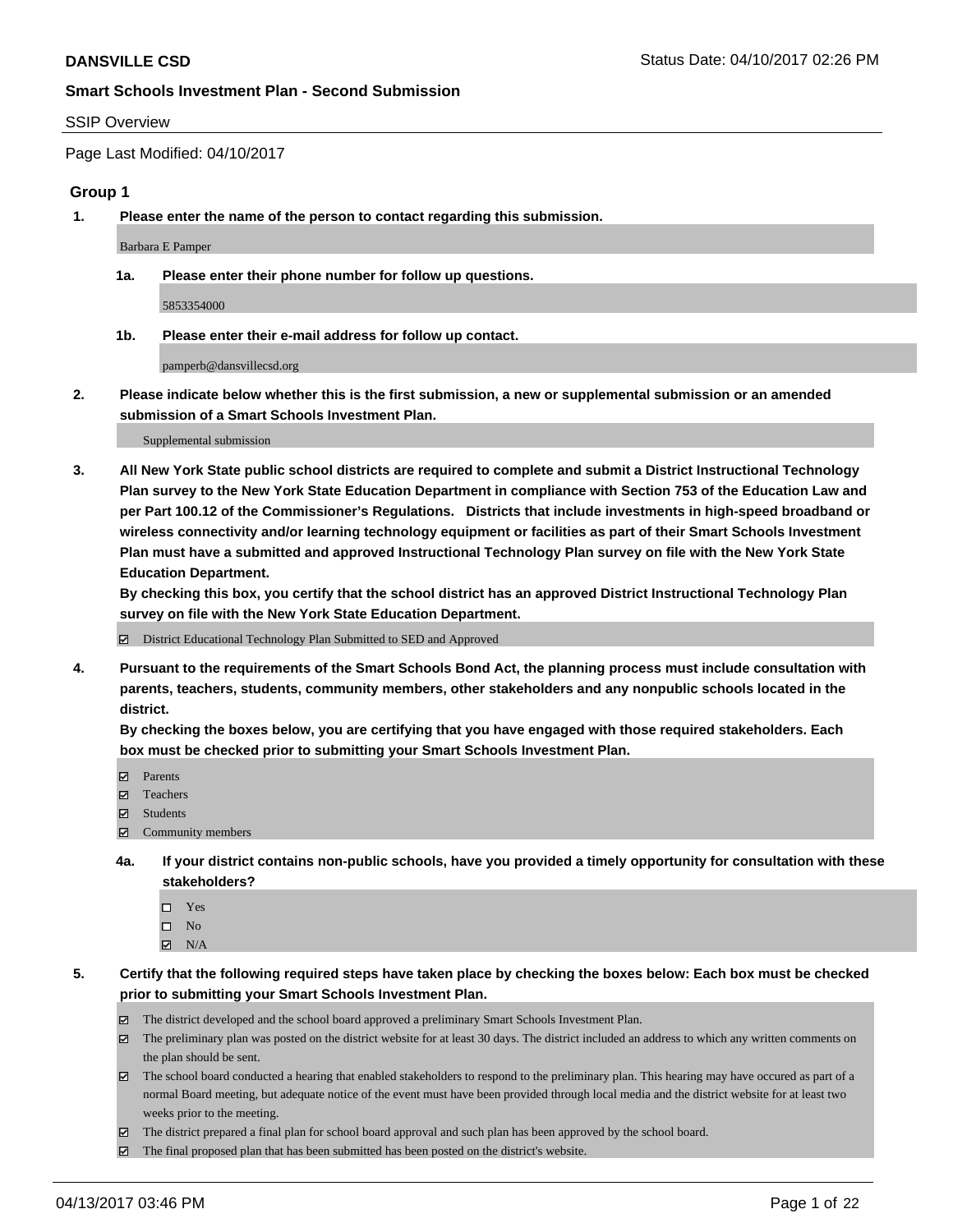**DANSVILLE CSD** Status Date: 04/10/2017 02:26 PM

**Smart Schools Investment Plan - Second Submission**

SSIP Overview

Page Last Modified: 04/10/2017

### Group 1

1. **Please enter the name of the person to contact regarding this submission.**

   Barbara E Pamper

   1a. **Please enter their phone number for follow up questions.**

   5853354000

   1b. **Please enter their e-mail address for follow up contact.**

   pamperb@dansvillecsd.org

2. **Please indicate below whether this is the first submission, a new or supplemental submission or an amended submission of a Smart Schools Investment Plan.**

   Supplemental submission

3. **All New York State public school districts are required to complete and submit a District Instructional Technology Plan survey to the New York State Education Department in compliance with Section 753 of the Education Law and per Part 100.12 of the Commissioner's Regulations. Districts that include investments in high-speed broadband or wireless connectivity and/or learning technology equipment or facilities as part of their Smart Schools Investment Plan must have a submitted and approved Instructional Technology Plan survey on file with the New York State Education Department.**
   **By checking this box, you certify that the school district has an approved District Instructional Technology Plan survey on file with the New York State Education Department.**

   ☑ District Educational Technology Plan Submitted to SED and Approved

4. **Pursuant to the requirements of the Smart Schools Bond Act, the planning process must include consultation with parents, teachers, students, community members, other stakeholders and any nonpublic schools located in the district.**
   **By checking the boxes below, you are certifying that you have engaged with those required stakeholders. Each box must be checked prior to submitting your Smart Schools Investment Plan.**

   ☑ Parents
   ☑ Teachers
   ☑ Students
   ☑ Community members

   4a. **If your district contains non-public schools, have you provided a timely opportunity for consultation with these stakeholders?**

   ☐ Yes
   ☐ No
   ☑ N/A

5. **Certify that the following required steps have taken place by checking the boxes below: Each box must be checked prior to submitting your Smart Schools Investment Plan.**

   ☑ The district developed and the school board approved a preliminary Smart Schools Investment Plan.
   ☑ The preliminary plan was posted on the district website for at least 30 days. The district included an address to which any written comments on the plan should be sent.
   ☑ The school board conducted a hearing that enabled stakeholders to respond to the preliminary plan. This hearing may have occured as part of a normal Board meeting, but adequate notice of the event must have been provided through local media and the district website for at least two weeks prior to the meeting.
   ☑ The district prepared a final plan for school board approval and such plan has been approved by the school board.
   ☑ The final proposed plan that has been submitted has been posted on the district's website.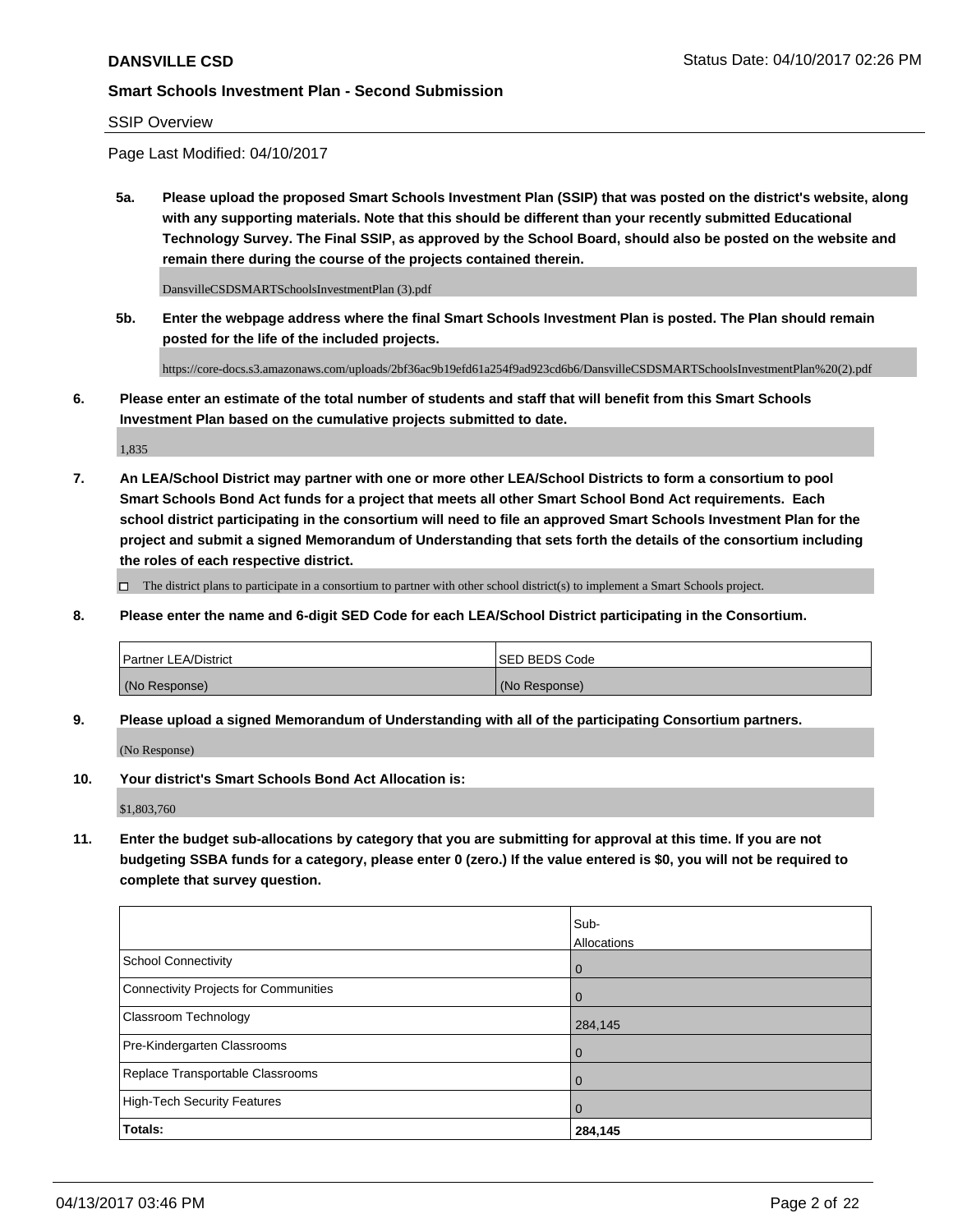**DANSVILLE CSD** Status Date: 04/10/2017 02:26 PM

**Smart Schools Investment Plan - Second Submission**

SSIP Overview

Page Last Modified: 04/10/2017

**5a. Please upload the proposed Smart Schools Investment Plan (SSIP) that was posted on the district's website, along with any supporting materials. Note that this should be different than your recently submitted Educational Technology Survey. The Final SSIP, as approved by the School Board, should also be posted on the website and remain there during the course of the projects contained therein.**

DansvilleCSDSMARTSchoolsInvestmentPlan (3).pdf

**5b. Enter the webpage address where the final Smart Schools Investment Plan is posted. The Plan should remain posted for the life of the included projects.**

https://core-docs.s3.amazonaws.com/uploads/2bf36ac9b19efd61a254f9ad923cd6b6/DansvilleCSDSMARTSchoolsInvestmentPlan%20(2).pdf

**6. Please enter an estimate of the total number of students and staff that will benefit from this Smart Schools Investment Plan based on the cumulative projects submitted to date.**

1,835

**7. An LEA/School District may partner with one or more other LEA/School Districts to form a consortium to pool Smart Schools Bond Act funds for a project that meets all other Smart School Bond Act requirements. Each school district participating in the consortium will need to file an approved Smart Schools Investment Plan for the project and submit a signed Memorandum of Understanding that sets forth the details of the consortium including the roles of each respective district.**

☐ The district plans to participate in a consortium to partner with other school district(s) to implement a Smart Schools project.

**8. Please enter the name and 6-digit SED Code for each LEA/School District participating in the Consortium.**

| Partner LEA/District | SED BEDS Code |
|---|---|
| (No Response) | (No Response) |

**9. Please upload a signed Memorandum of Understanding with all of the participating Consortium partners.**

(No Response)

**10. Your district's Smart Schools Bond Act Allocation is:**

$1,803,760

**11. Enter the budget sub-allocations by category that you are submitting for approval at this time. If you are not budgeting SSBA funds for a category, please enter 0 (zero.) If the value entered is $0, you will not be required to complete that survey question.**

| | Sub-Allocations |
|---|---|
| School Connectivity | 0 |
| Connectivity Projects for Communities | 0 |
| Classroom Technology | 284,145 |
| Pre-Kindergarten Classrooms | 0 |
| Replace Transportable Classrooms | 0 |
| High-Tech Security Features | 0 |
| **Totals:** | **284,145** |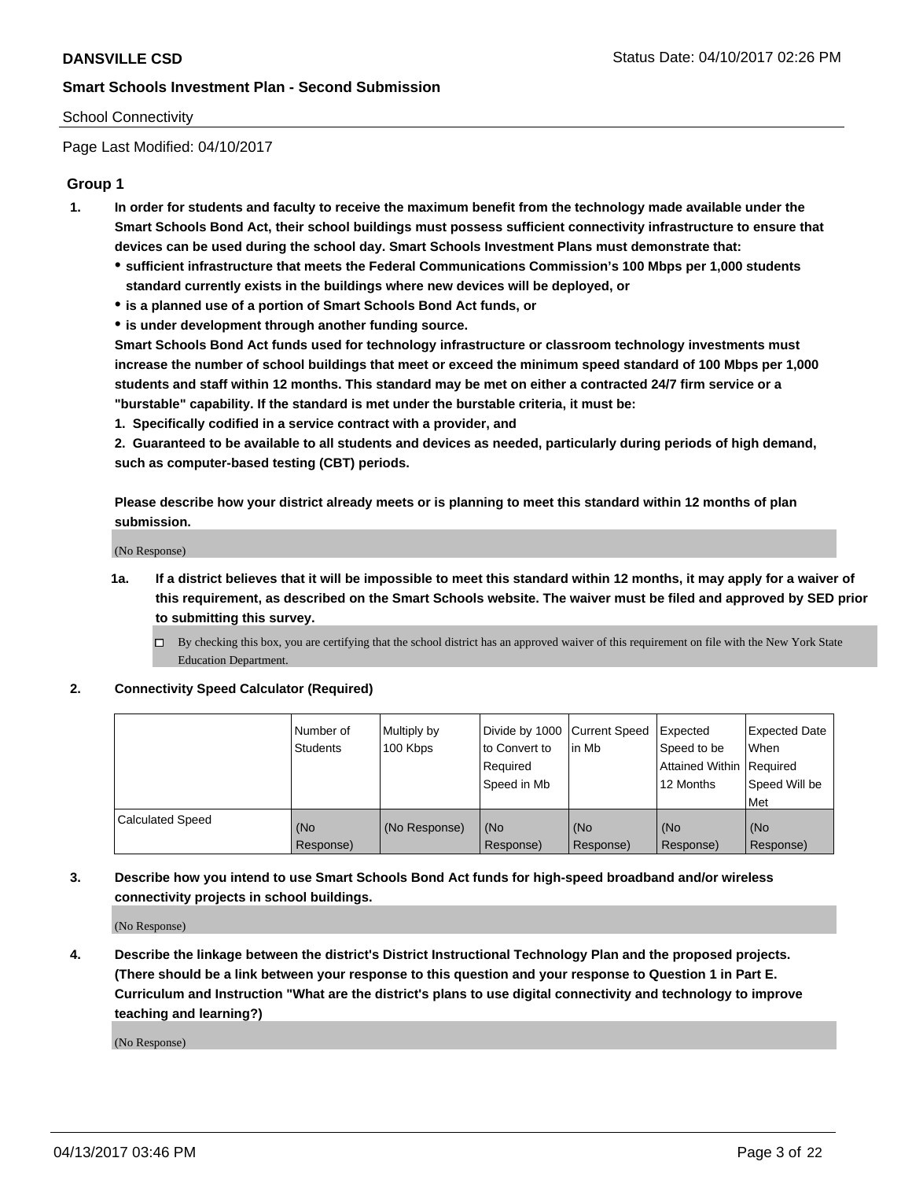School Connectivity

Page Last Modified: 04/10/2017

## Group 1

1. **In order for students and faculty to receive the maximum benefit from the technology made available under the Smart Schools Bond Act, their school buildings must possess sufficient connectivity infrastructure to ensure that devices can be used during the school day. Smart Schools Investment Plans must demonstrate that:**
   - **sufficient infrastructure that meets the Federal Communications Commission's 100 Mbps per 1,000 students standard currently exists in the buildings where new devices will be deployed, or**
   - **is a planned use of a portion of Smart Schools Bond Act funds, or**
   - **is under development through another funding source.**

   **Smart Schools Bond Act funds used for technology infrastructure or classroom technology investments must increase the number of school buildings that meet or exceed the minimum speed standard of 100 Mbps per 1,000 students and staff within 12 months. This standard may be met on either a contracted 24/7 firm service or a "burstable" capability. If the standard is met under the burstable criteria, it must be:**

   **1. Specifically codified in a service contract with a provider, and**

   **2. Guaranteed to be available to all students and devices as needed, particularly during periods of high demand, such as computer-based testing (CBT) periods.**

   **Please describe how your district already meets or is planning to meet this standard within 12 months of plan submission.**

   (No Response)

   1a. **If a district believes that it will be impossible to meet this standard within 12 months, it may apply for a waiver of this requirement, as described on the Smart Schools website. The waiver must be filed and approved by SED prior to submitting this survey.**

   ☐ By checking this box, you are certifying that the school district has an approved waiver of this requirement on file with the New York State Education Department.

2. **Connectivity Speed Calculator (Required)**

| | Number of Students | Multiply by 100 Kbps | Divide by 1000 to Convert to Required Speed in Mb | Current Speed in Mb | Expected Speed to be Attained Within 12 Months | Expected Date When Required Speed Will be Met |
|---|---|---|---|---|---|---|
| Calculated Speed | (No Response) | (No Response) | (No Response) | (No Response) | (No Response) | (No Response) |

3. **Describe how you intend to use Smart Schools Bond Act funds for high-speed broadband and/or wireless connectivity projects in school buildings.**

   (No Response)

4. **Describe the linkage between the district's District Instructional Technology Plan and the proposed projects. (There should be a link between your response to this question and your response to Question 1 in Part E. Curriculum and Instruction "What are the district's plans to use digital connectivity and technology to improve teaching and learning?)**

   (No Response)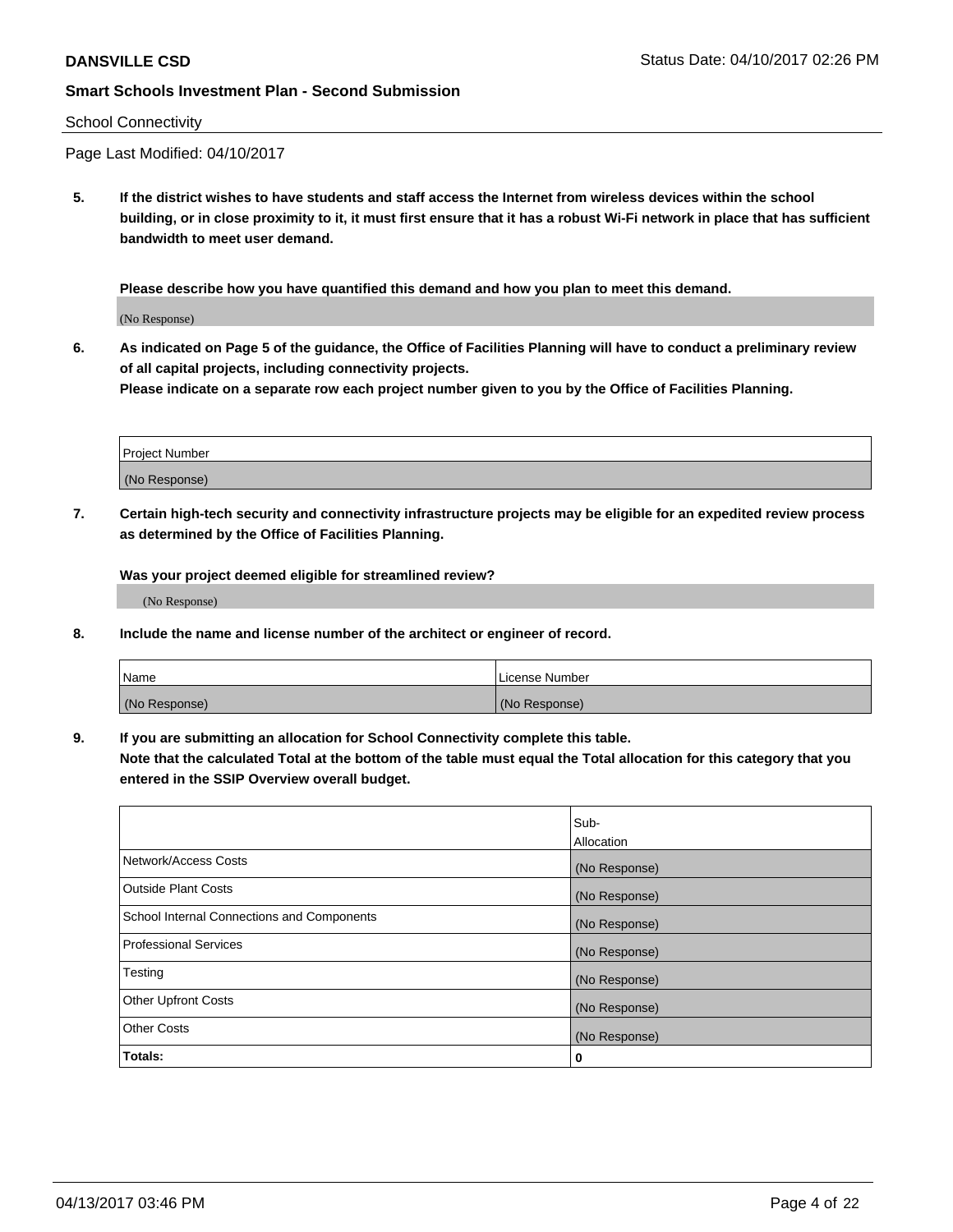## Smart Schools Investment Plan - Second Submission

School Connectivity

Page Last Modified: 04/10/2017

**5. If the district wishes to have students and staff access the Internet from wireless devices within the school building, or in close proximity to it, it must first ensure that it has a robust Wi-Fi network in place that has sufficient bandwidth to meet user demand.**

**Please describe how you have quantified this demand and how you plan to meet this demand.**

(No Response)

**6. As indicated on Page 5 of the guidance, the Office of Facilities Planning will have to conduct a preliminary review of all capital projects, including connectivity projects.**
**Please indicate on a separate row each project number given to you by the Office of Facilities Planning.**

| Project Number |
| --- |
| (No Response) |

**7. Certain high-tech security and connectivity infrastructure projects may be eligible for an expedited review process as determined by the Office of Facilities Planning.**

**Was your project deemed eligible for streamlined review?**

(No Response)

**8. Include the name and license number of the architect or engineer of record.**

| Name | License Number |
| --- | --- |
| (No Response) | (No Response) |

**9. If you are submitting an allocation for School Connectivity complete this table.**
**Note that the calculated Total at the bottom of the table must equal the Total allocation for this category that you entered in the SSIP Overview overall budget.**

| | Sub-Allocation |
| --- | --- |
| Network/Access Costs | (No Response) |
| Outside Plant Costs | (No Response) |
| School Internal Connections and Components | (No Response) |
| Professional Services | (No Response) |
| Testing | (No Response) |
| Other Upfront Costs | (No Response) |
| Other Costs | (No Response) |
| **Totals:** | **0** |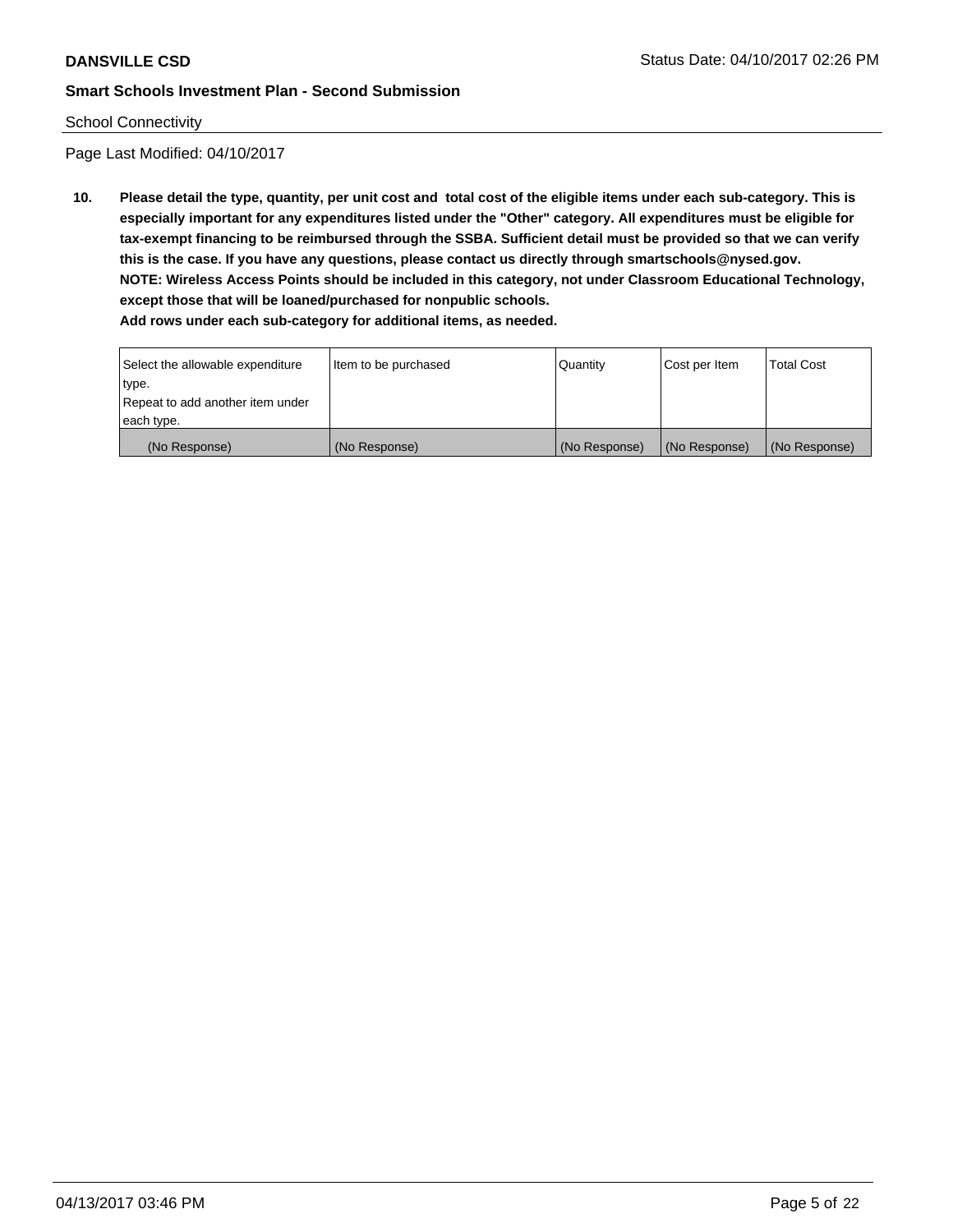School Connectivity

Page Last Modified: 04/10/2017

**10. Please detail the type, quantity, per unit cost and total cost of the eligible items under each sub-category. This is especially important for any expenditures listed under the "Other" category. All expenditures must be eligible for tax-exempt financing to be reimbursed through the SSBA. Sufficient detail must be provided so that we can verify this is the case. If you have any questions, please contact us directly through smartschools@nysed.gov.**
**NOTE: Wireless Access Points should be included in this category, not under Classroom Educational Technology, except those that will be loaned/purchased for nonpublic schools.**
**Add rows under each sub-category for additional items, as needed.**

| Select the allowable expenditure type. Repeat to add another item under each type. | Item to be purchased | Quantity | Cost per Item | Total Cost |
|---|---|---|---|---|
| (No Response) | (No Response) | (No Response) | (No Response) | (No Response) |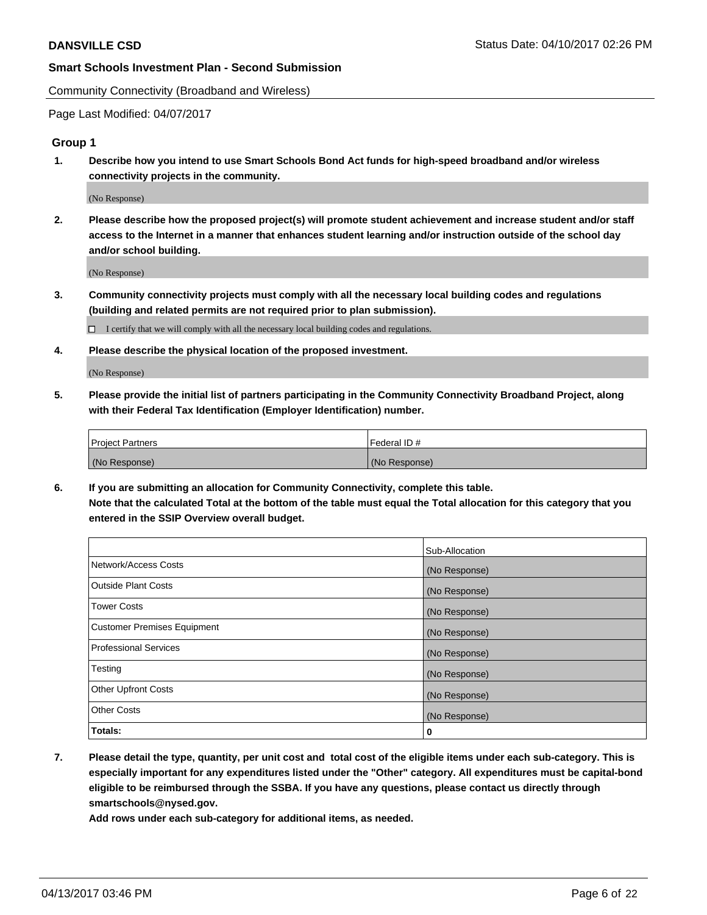Community Connectivity (Broadband and Wireless)

Page Last Modified: 04/07/2017

### Group 1

**1. Describe how you intend to use Smart Schools Bond Act funds for high-speed broadband and/or wireless connectivity projects in the community.**

(No Response)

**2. Please describe how the proposed project(s) will promote student achievement and increase student and/or staff access to the Internet in a manner that enhances student learning and/or instruction outside of the school day and/or school building.**

(No Response)

**3. Community connectivity projects must comply with all the necessary local building codes and regulations (building and related permits are not required prior to plan submission).**

☐ I certify that we will comply with all the necessary local building codes and regulations.

**4. Please describe the physical location of the proposed investment.**

(No Response)

**5. Please provide the initial list of partners participating in the Community Connectivity Broadband Project, along with their Federal Tax Identification (Employer Identification) number.**

| Project Partners | Federal ID # |
|---|---|
| (No Response) | (No Response) |

**6. If you are submitting an allocation for Community Connectivity, complete this table.**
**Note that the calculated Total at the bottom of the table must equal the Total allocation for this category that you entered in the SSIP Overview overall budget.**

| | Sub-Allocation |
|---|---|
| Network/Access Costs | (No Response) |
| Outside Plant Costs | (No Response) |
| Tower Costs | (No Response) |
| Customer Premises Equipment | (No Response) |
| Professional Services | (No Response) |
| Testing | (No Response) |
| Other Upfront Costs | (No Response) |
| Other Costs | (No Response) |
| **Totals:** | **0** |

**7. Please detail the type, quantity, per unit cost and total cost of the eligible items under each sub-category. This is especially important for any expenditures listed under the "Other" category. All expenditures must be capital-bond eligible to be reimbursed through the SSBA. If you have any questions, please contact us directly through smartschools@nysed.gov.**
**Add rows under each sub-category for additional items, as needed.**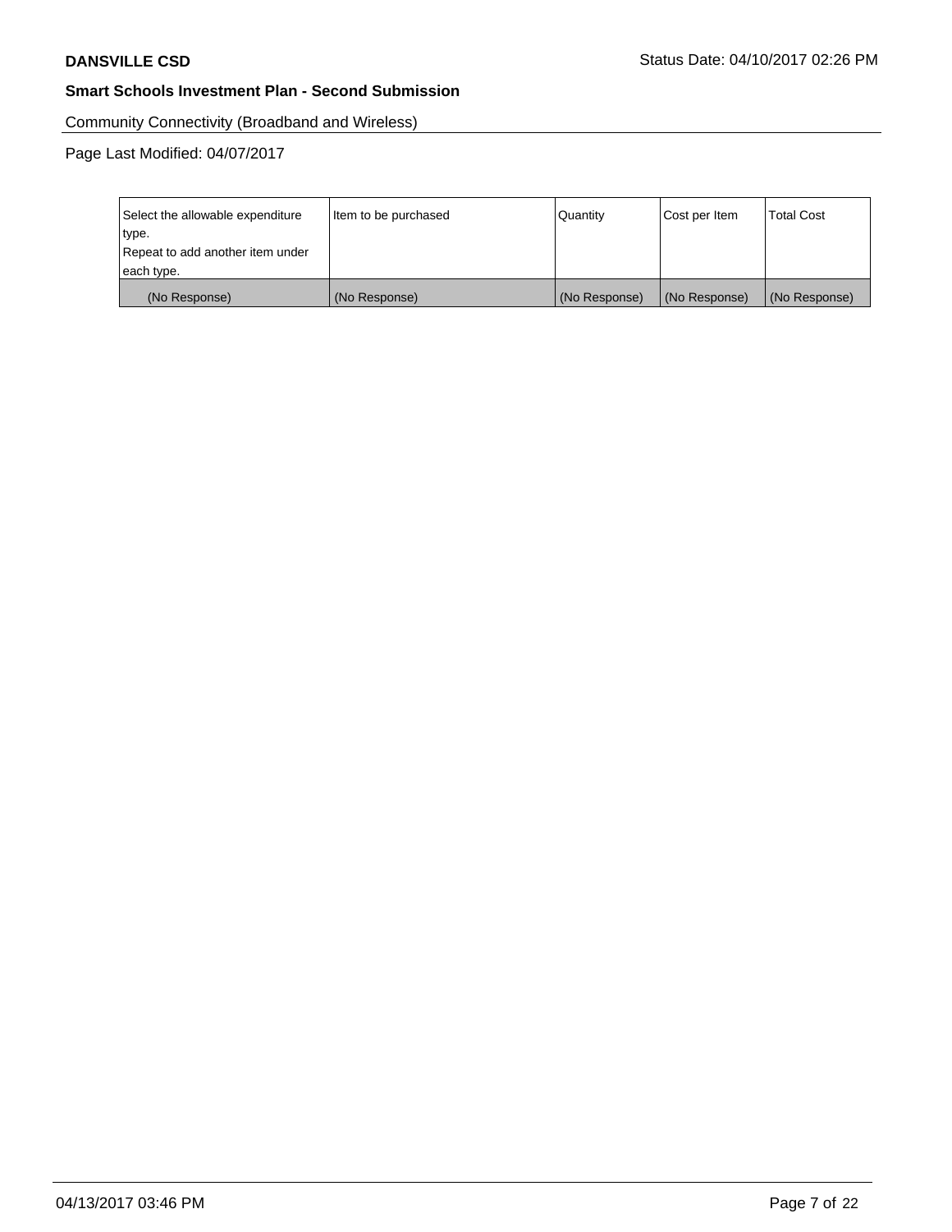Community Connectivity (Broadband and Wireless)

Page Last Modified: 04/07/2017

| Select the allowable expenditure type.<br>Repeat to add another item under each type. | Item to be purchased | Quantity | Cost per Item | Total Cost |
|---|---|---|---|---|
| (No Response) | (No Response) | (No Response) | (No Response) | (No Response) |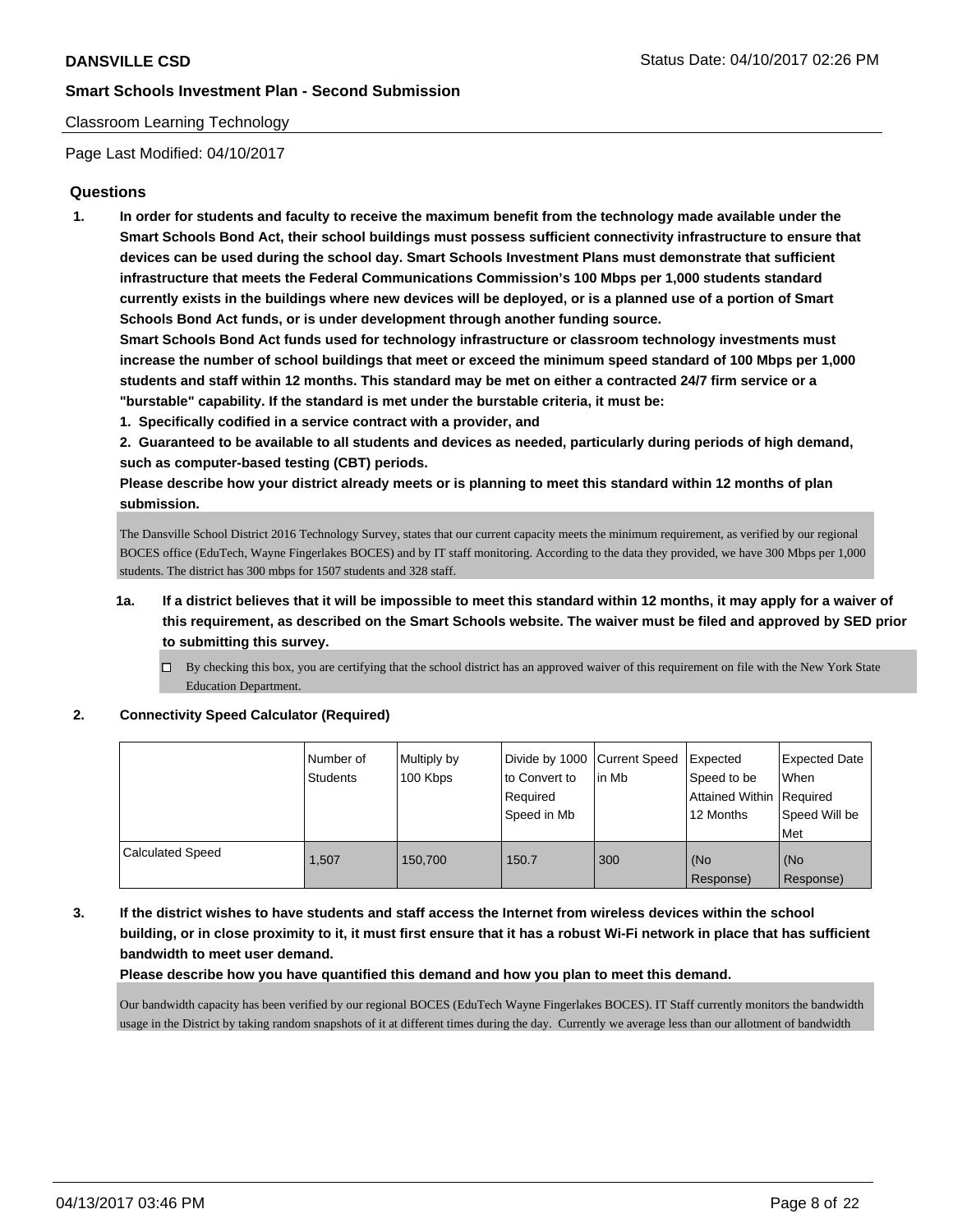Classroom Learning Technology

Page Last Modified: 04/10/2017

## Questions

**1. In order for students and faculty to receive the maximum benefit from the technology made available under the Smart Schools Bond Act, their school buildings must possess sufficient connectivity infrastructure to ensure that devices can be used during the school day. Smart Schools Investment Plans must demonstrate that sufficient infrastructure that meets the Federal Communications Commission's 100 Mbps per 1,000 students standard currently exists in the buildings where new devices will be deployed, or is a planned use of a portion of Smart Schools Bond Act funds, or is under development through another funding source.**

**Smart Schools Bond Act funds used for technology infrastructure or classroom technology investments must increase the number of school buildings that meet or exceed the minimum speed standard of 100 Mbps per 1,000 students and staff within 12 months. This standard may be met on either a contracted 24/7 firm service or a "burstable" capability. If the standard is met under the burstable criteria, it must be:**

**1. Specifically codified in a service contract with a provider, and**

**2. Guaranteed to be available to all students and devices as needed, particularly during periods of high demand, such as computer-based testing (CBT) periods.**

**Please describe how your district already meets or is planning to meet this standard within 12 months of plan submission.**

The Dansville School District 2016 Technology Survey, states that our current capacity meets the minimum requirement, as verified by our regional BOCES office (EduTech, Wayne Fingerlakes BOCES) and by IT staff monitoring. According to the data they provided, we have 300 Mbps per 1,000 students. The district has 300 mbps for 1507 students and 328 staff.

**1a. If a district believes that it will be impossible to meet this standard within 12 months, it may apply for a waiver of this requirement, as described on the Smart Schools website. The waiver must be filed and approved by SED prior to submitting this survey.**

☐ By checking this box, you are certifying that the school district has an approved waiver of this requirement on file with the New York State Education Department.

**2. Connectivity Speed Calculator (Required)**

| | Number of Students | Multiply by 100 Kbps | Divide by 1000 to Convert to Required Speed in Mb | Current Speed in Mb | Expected Speed to be Attained Within 12 Months | Expected Date When Required Speed Will be Met |
|---|---|---|---|---|---|---|
| Calculated Speed | 1,507 | 150,700 | 150.7 | 300 | (No Response) | (No Response) |

**3. If the district wishes to have students and staff access the Internet from wireless devices within the school building, or in close proximity to it, it must first ensure that it has a robust Wi-Fi network in place that has sufficient bandwidth to meet user demand.**

**Please describe how you have quantified this demand and how you plan to meet this demand.**

Our bandwidth capacity has been verified by our regional BOCES (EduTech Wayne Fingerlakes BOCES). IT Staff currently monitors the bandwidth usage in the District by taking random snapshots of it at different times during the day. Currently we average less than our allotment of bandwidth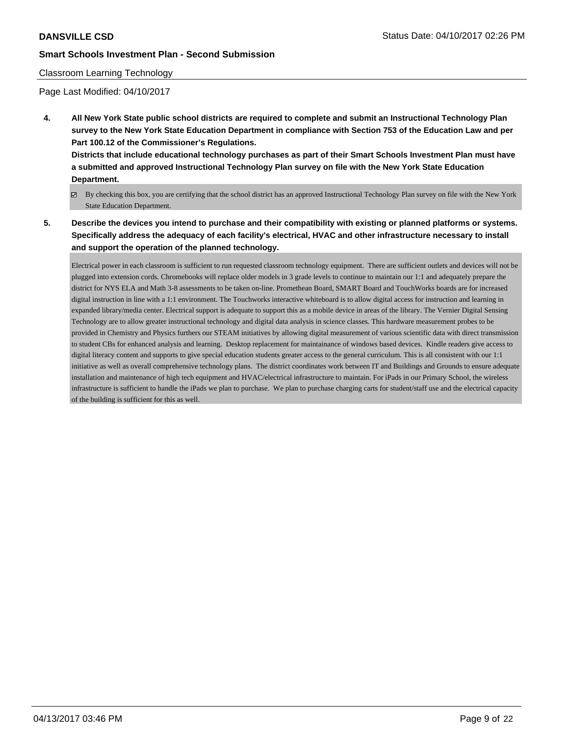**DANSVILLE CSD** Status Date: 04/10/2017 02:26 PM

**Smart Schools Investment Plan - Second Submission**

Classroom Learning Technology

Page Last Modified: 04/10/2017

**4. All New York State public school districts are required to complete and submit an Instructional Technology Plan survey to the New York State Education Department in compliance with Section 753 of the Education Law and per Part 100.12 of the Commissioner's Regulations.**
**Districts that include educational technology purchases as part of their Smart Schools Investment Plan must have a submitted and approved Instructional Technology Plan survey on file with the New York State Education Department.**

☑ By checking this box, you are certifying that the school district has an approved Instructional Technology Plan survey on file with the New York State Education Department.

**5. Describe the devices you intend to purchase and their compatibility with existing or planned platforms or systems. Specifically address the adequacy of each facility's electrical, HVAC and other infrastructure necessary to install and support the operation of the planned technology.**

Electrical power in each classroom is sufficient to run requested classroom technology equipment. There are sufficient outlets and devices will not be plugged into extension cords. Chromebooks will replace older models in 3 grade levels to continue to maintain our 1:1 and adequately prepare the district for NYS ELA and Math 3-8 assessments to be taken on-line. Promethean Board, SMART Board and TouchWorks boards are for increased digital instruction in line with a 1:1 environment. The Touchworks interactive whiteboard is to allow digital access for instruction and learning in expanded library/media center. Electrical support is adequate to support this as a mobile device in areas of the library. The Vernier Digital Sensing Technology are to allow greater instructional technology and digital data analysis in science classes. This hardware measurement probes to be provided in Chemistry and Physics furthers our STEAM initiatives by allowing digital measurement of various scientific data with direct transmission to student CBs for enhanced analysis and learning. Desktop replacement for maintainance of windows based devices. Kindle readers give access to digital literacy content and supports to give special education students greater access to the general curriculum. This is all consistent with our 1:1 initiative as well as overall comprehensive technology plans. The district coordinates work between IT and Buildings and Grounds to ensure adequate installation and maintenance of high tech equipment and HVAC/electrical infrastructure to maintain. For iPads in our Primary School, the wireless infrastructure is sufficient to handle the iPads we plan to purchase. We plan to purchase charging carts for student/staff use and the electrical capacity of the building is sufficient for this as well.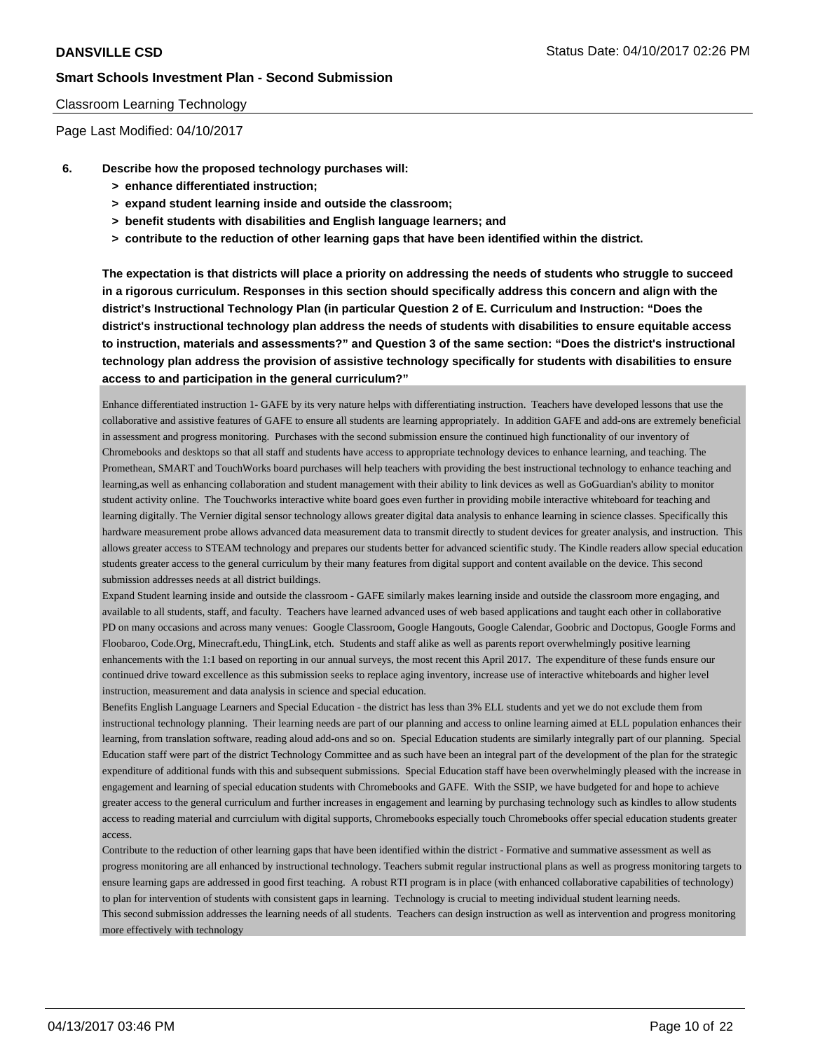Classroom Learning Technology

Page Last Modified: 04/10/2017

**6. Describe how the proposed technology purchases will:**
- **> enhance differentiated instruction;**
- **> expand student learning inside and outside the classroom;**
- **> benefit students with disabilities and English language learners; and**
- **> contribute to the reduction of other learning gaps that have been identified within the district.**

**The expectation is that districts will place a priority on addressing the needs of students who struggle to succeed in a rigorous curriculum. Responses in this section should specifically address this concern and align with the district's Instructional Technology Plan (in particular Question 2 of E. Curriculum and Instruction: "Does the district's instructional technology plan address the needs of students with disabilities to ensure equitable access to instruction, materials and assessments?" and Question 3 of the same section: "Does the district's instructional technology plan address the provision of assistive technology specifically for students with disabilities to ensure access to and participation in the general curriculum?"**

Enhance differentiated instruction 1- GAFE by its very nature helps with differentiating instruction. Teachers have developed lessons that use the collaborative and assistive features of GAFE to ensure all students are learning appropriately. In addition GAFE and add-ons are extremely beneficial in assessment and progress monitoring. Purchases with the second submission ensure the continued high functionality of our inventory of Chromebooks and desktops so that all staff and students have access to appropriate technology devices to enhance learning, and teaching. The Promethean, SMART and TouchWorks board purchases will help teachers with providing the best instructional technology to enhance teaching and learning,as well as enhancing collaboration and student management with their ability to link devices as well as GoGuardian's ability to monitor student activity online. The Touchworks interactive white board goes even further in providing mobile interactive whiteboard for teaching and learning digitally. The Vernier digital sensor technology allows greater digital data analysis to enhance learning in science classes. Specifically this hardware measurement probe allows advanced data measurement data to transmit directly to student devices for greater analysis, and instruction. This allows greater access to STEAM technology and prepares our students better for advanced scientific study. The Kindle readers allow special education students greater access to the general curriculum by their many features from digital support and content available on the device. This second submission addresses needs at all district buildings.

Expand Student learning inside and outside the classroom - GAFE similarly makes learning inside and outside the classroom more engaging, and available to all students, staff, and faculty. Teachers have learned advanced uses of web based applications and taught each other in collaborative PD on many occasions and across many venues: Google Classroom, Google Hangouts, Google Calendar, Goobric and Doctopus, Google Forms and Floobaroo, Code.Org, Minecraft.edu, ThingLink, etch. Students and staff alike as well as parents report overwhelmingly positive learning enhancements with the 1:1 based on reporting in our annual surveys, the most recent this April 2017. The expenditure of these funds ensure our continued drive toward excellence as this submission seeks to replace aging inventory, increase use of interactive whiteboards and higher level instruction, measurement and data analysis in science and special education.

Benefits English Language Learners and Special Education - the district has less than 3% ELL students and yet we do not exclude them from instructional technology planning. Their learning needs are part of our planning and access to online learning aimed at ELL population enhances their learning, from translation software, reading aloud add-ons and so on. Special Education students are similarly integrally part of our planning. Special Education staff were part of the district Technology Committee and as such have been an integral part of the development of the plan for the strategic expenditure of additional funds with this and subsequent submissions. Special Education staff have been overwhelmingly pleased with the increase in engagement and learning of special education students with Chromebooks and GAFE. With the SSIP, we have budgeted for and hope to achieve greater access to the general curriculum and further increases in engagement and learning by purchasing technology such as kindles to allow students access to reading material and currciulum with digital supports, Chromebooks especially touch Chromebooks offer special education students greater access.

Contribute to the reduction of other learning gaps that have been identified within the district - Formative and summative assessment as well as progress monitoring are all enhanced by instructional technology. Teachers submit regular instructional plans as well as progress monitoring targets to ensure learning gaps are addressed in good first teaching. A robust RTI program is in place (with enhanced collaborative capabilities of technology) to plan for intervention of students with consistent gaps in learning. Technology is crucial to meeting individual student learning needs.

This second submission addresses the learning needs of all students. Teachers can design instruction as well as intervention and progress monitoring more effectively with technology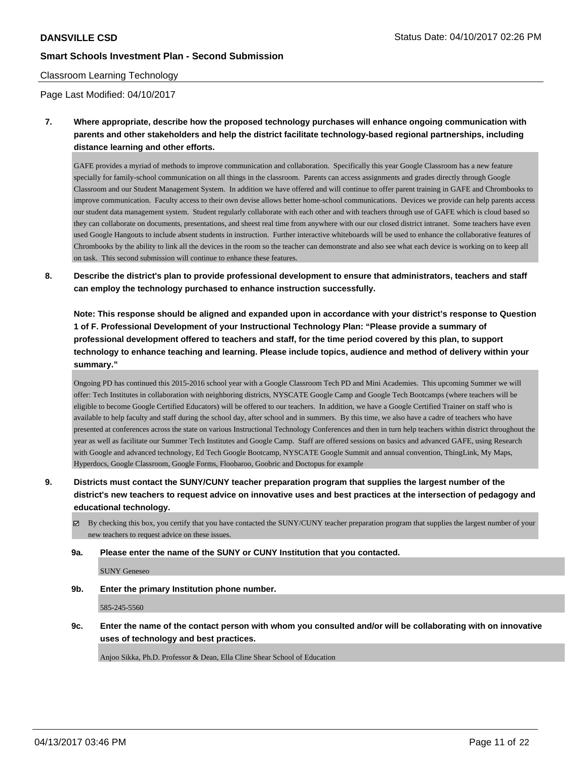Classroom Learning Technology

Page Last Modified: 04/10/2017

**7. Where appropriate, describe how the proposed technology purchases will enhance ongoing communication with parents and other stakeholders and help the district facilitate technology-based regional partnerships, including distance learning and other efforts.**

GAFE provides a myriad of methods to improve communication and collaboration. Specifically this year Google Classroom has a new feature specially for family-school communication on all things in the classroom. Parents can access assignments and grades directly through Google Classroom and our Student Management System. In addition we have offered and will continue to offer parent training in GAFE and Chrombooks to improve communication. Faculty access to their own devise allows better home-school communications. Devices we provide can help parents access our student data management system. Student regularly collaborate with each other and with teachers through use of GAFE which is cloud based so they can collaborate on documents, presentations, and sheest real time from anywhere with our our closed district intranet. Some teachers have even used Google Hangouts to include absent students in instruction. Further interactive whiteboards will be used to enhance the collaborative features of Chrombooks by the ability to link all the devices in the room so the teacher can demonstrate and also see what each device is working on to keep all on task. This second submission will continue to enhance these features.

**8. Describe the district's plan to provide professional development to ensure that administrators, teachers and staff can employ the technology purchased to enhance instruction successfully.**

**Note: This response should be aligned and expanded upon in accordance with your district's response to Question 1 of F. Professional Development of your Instructional Technology Plan: "Please provide a summary of professional development offered to teachers and staff, for the time period covered by this plan, to support technology to enhance teaching and learning. Please include topics, audience and method of delivery within your summary."**

Ongoing PD has continued this 2015-2016 school year with a Google Classroom Tech PD and Mini Academies. This upcoming Summer we will offer: Tech Institutes in collaboration with neighboring districts, NYSCATE Google Camp and Google Tech Bootcamps (where teachers will be eligible to become Google Certified Educators) will be offered to our teachers. In addition, we have a Google Certified Trainer on staff who is available to help faculty and staff during the school day, after school and in summers. By this time, we also have a cadre of teachers who have presented at conferences across the state on various Instructional Technology Conferences and then in turn help teachers within district throughout the year as well as facilitate our Summer Tech Institutes and Google Camp. Staff are offered sessions on basics and advanced GAFE, using Research with Google and advanced technology, Ed Tech Google Bootcamp, NYSCATE Google Summit and annual convention, ThingLink, My Maps, Hyperdocs, Google Classroom, Google Forms, Floobaroo, Goobric and Doctopus for example

**9. Districts must contact the SUNY/CUNY teacher preparation program that supplies the largest number of the district's new teachers to request advice on innovative uses and best practices at the intersection of pedagogy and educational technology.**

☑ By checking this box, you certify that you have contacted the SUNY/CUNY teacher preparation program that supplies the largest number of your new teachers to request advice on these issues.

**9a. Please enter the name of the SUNY or CUNY Institution that you contacted.**

SUNY Geneseo

**9b. Enter the primary Institution phone number.**

585-245-5560

**9c. Enter the name of the contact person with whom you consulted and/or will be collaborating with on innovative uses of technology and best practices.**

Anjoo Sikka, Ph.D. Professor & Dean, Ella Cline Shear School of Education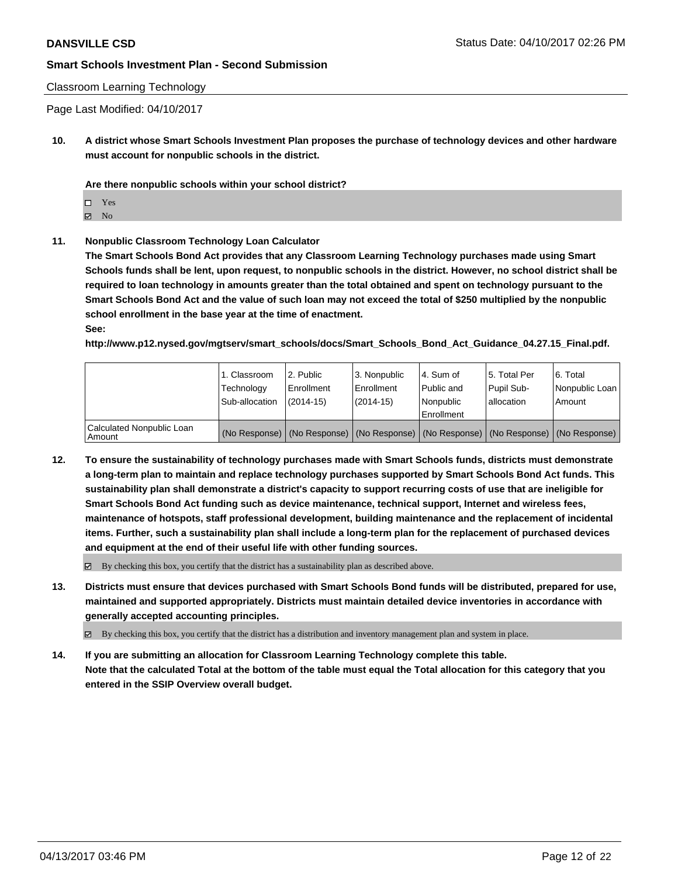Classroom Learning Technology

Page Last Modified: 04/10/2017

**10. A district whose Smart Schools Investment Plan proposes the purchase of technology devices and other hardware must account for nonpublic schools in the district.**

**Are there nonpublic schools within your school district?**

- ☐ Yes
- ☑ No

**11. Nonpublic Classroom Technology Loan Calculator**

**The Smart Schools Bond Act provides that any Classroom Learning Technology purchases made using Smart Schools funds shall be lent, upon request, to nonpublic schools in the district. However, no school district shall be required to loan technology in amounts greater than the total obtained and spent on technology pursuant to the Smart Schools Bond Act and the value of such loan may not exceed the total of $250 multiplied by the nonpublic school enrollment in the base year at the time of enactment.**

**See:**

**http://www.p12.nysed.gov/mgtserv/smart_schools/docs/Smart_Schools_Bond_Act_Guidance_04.27.15_Final.pdf.**

| | 1. Classroom Technology Sub-allocation | 2. Public Enrollment (2014-15) | 3. Nonpublic Enrollment (2014-15) | 4. Sum of Public and Nonpublic Enrollment | 5. Total Per Pupil Sub-allocation | 6. Total Nonpublic Loan Amount |
|---|---|---|---|---|---|---|
| Calculated Nonpublic Loan Amount | (No Response) | (No Response) | (No Response) | (No Response) | (No Response) | (No Response) |

**12. To ensure the sustainability of technology purchases made with Smart Schools funds, districts must demonstrate a long-term plan to maintain and replace technology purchases supported by Smart Schools Bond Act funds. This sustainability plan shall demonstrate a district's capacity to support recurring costs of use that are ineligible for Smart Schools Bond Act funding such as device maintenance, technical support, Internet and wireless fees, maintenance of hotspots, staff professional development, building maintenance and the replacement of incidental items. Further, such a sustainability plan shall include a long-term plan for the replacement of purchased devices and equipment at the end of their useful life with other funding sources.**

☑ By checking this box, you certify that the district has a sustainability plan as described above.

**13. Districts must ensure that devices purchased with Smart Schools Bond funds will be distributed, prepared for use, maintained and supported appropriately. Districts must maintain detailed device inventories in accordance with generally accepted accounting principles.**

☑ By checking this box, you certify that the district has a distribution and inventory management plan and system in place.

**14. If you are submitting an allocation for Classroom Learning Technology complete this table. Note that the calculated Total at the bottom of the table must equal the Total allocation for this category that you entered in the SSIP Overview overall budget.**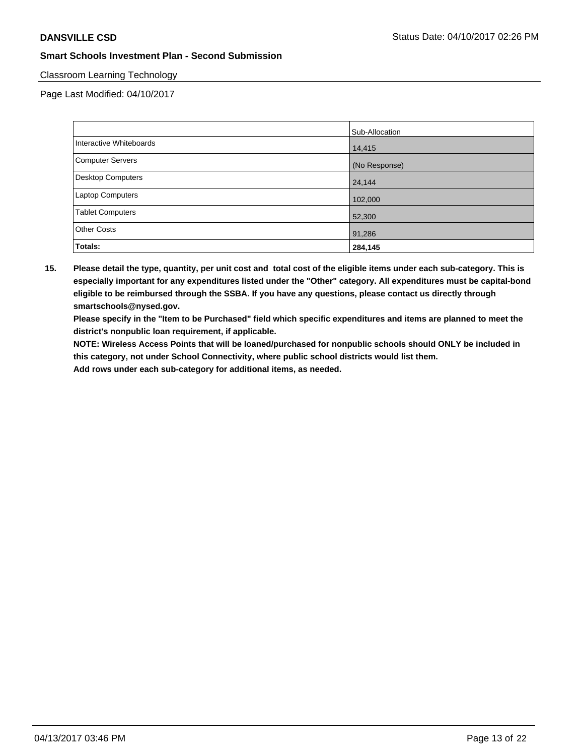**DANSVILLE CSD**

Status Date: 04/10/2017 02:26 PM

**Smart Schools Investment Plan - Second Submission**

Classroom Learning Technology

Page Last Modified: 04/10/2017

| | Sub-Allocation |
|---|---|
| Interactive Whiteboards | 14,415 |
| Computer Servers | (No Response) |
| Desktop Computers | 24,144 |
| Laptop Computers | 102,000 |
| Tablet Computers | 52,300 |
| Other Costs | 91,286 |
| **Totals:** | **284,145** |

**15. Please detail the type, quantity, per unit cost and total cost of the eligible items under each sub-category. This is especially important for any expenditures listed under the "Other" category. All expenditures must be capital-bond eligible to be reimbursed through the SSBA. If you have any questions, please contact us directly through smartschools@nysed.gov.**

**Please specify in the "Item to be Purchased" field which specific expenditures and items are planned to meet the district's nonpublic loan requirement, if applicable.**

**NOTE: Wireless Access Points that will be loaned/purchased for nonpublic schools should ONLY be included in this category, not under School Connectivity, where public school districts would list them.**

**Add rows under each sub-category for additional items, as needed.**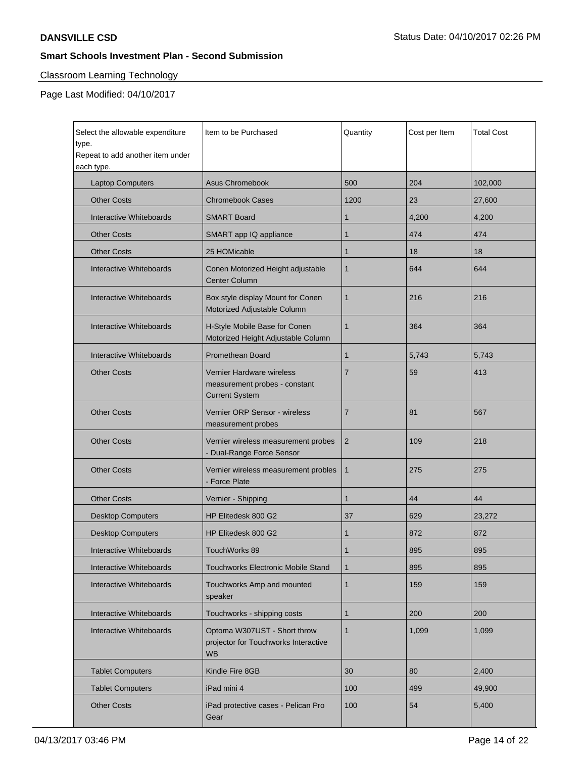**DANSVILLE CSD** Status Date: 04/10/2017 02:26 PM

## Smart Schools Investment Plan - Second Submission

Classroom Learning Technology

Page Last Modified: 04/10/2017

| Select the allowable expenditure type. Repeat to add another item under each type. | Item to be Purchased | Quantity | Cost per Item | Total Cost |
|---|---|---|---|---|
| Laptop Computers | Asus Chromebook | 500 | 204 | 102,000 |
| Other Costs | Chromebook Cases | 1200 | 23 | 27,600 |
| Interactive Whiteboards | SMART Board | 1 | 4,200 | 4,200 |
| Other Costs | SMART app IQ appliance | 1 | 474 | 474 |
| Other Costs | 25 HOMicable | 1 | 18 | 18 |
| Interactive Whiteboards | Conen Motorized Height adjustable Center Column | 1 | 644 | 644 |
| Interactive Whiteboards | Box style display Mount for Conen Motorized Adjustable Column | 1 | 216 | 216 |
| Interactive Whiteboards | H-Style Mobile Base for Conen Motorized Height Adjustable Column | 1 | 364 | 364 |
| Interactive Whiteboards | Promethean Board | 1 | 5,743 | 5,743 |
| Other Costs | Vernier Hardware wireless measurement probes - constant Current System | 7 | 59 | 413 |
| Other Costs | Vernier ORP Sensor - wireless measurement probes | 7 | 81 | 567 |
| Other Costs | Vernier wireless measurement probes - Dual-Range Force Sensor | 2 | 109 | 218 |
| Other Costs | Vernier wireless measurement probles - Force Plate | 1 | 275 | 275 |
| Other Costs | Vernier - Shipping | 1 | 44 | 44 |
| Desktop Computers | HP Elitedesk 800 G2 | 37 | 629 | 23,272 |
| Desktop Computers | HP Elitedesk 800 G2 | 1 | 872 | 872 |
| Interactive Whiteboards | TouchWorks 89 | 1 | 895 | 895 |
| Interactive Whiteboards | Touchworks Electronic Mobile Stand | 1 | 895 | 895 |
| Interactive Whiteboards | Touchworks Amp and mounted speaker | 1 | 159 | 159 |
| Interactive Whiteboards | Touchworks - shipping costs | 1 | 200 | 200 |
| Interactive Whiteboards | Optoma W307UST - Short throw projector for Touchworks Interactive WB | 1 | 1,099 | 1,099 |
| Tablet Computers | Kindle Fire 8GB | 30 | 80 | 2,400 |
| Tablet Computers | iPad mini 4 | 100 | 499 | 49,900 |
| Other Costs | iPad protective cases - Pelican Pro Gear | 100 | 54 | 5,400 |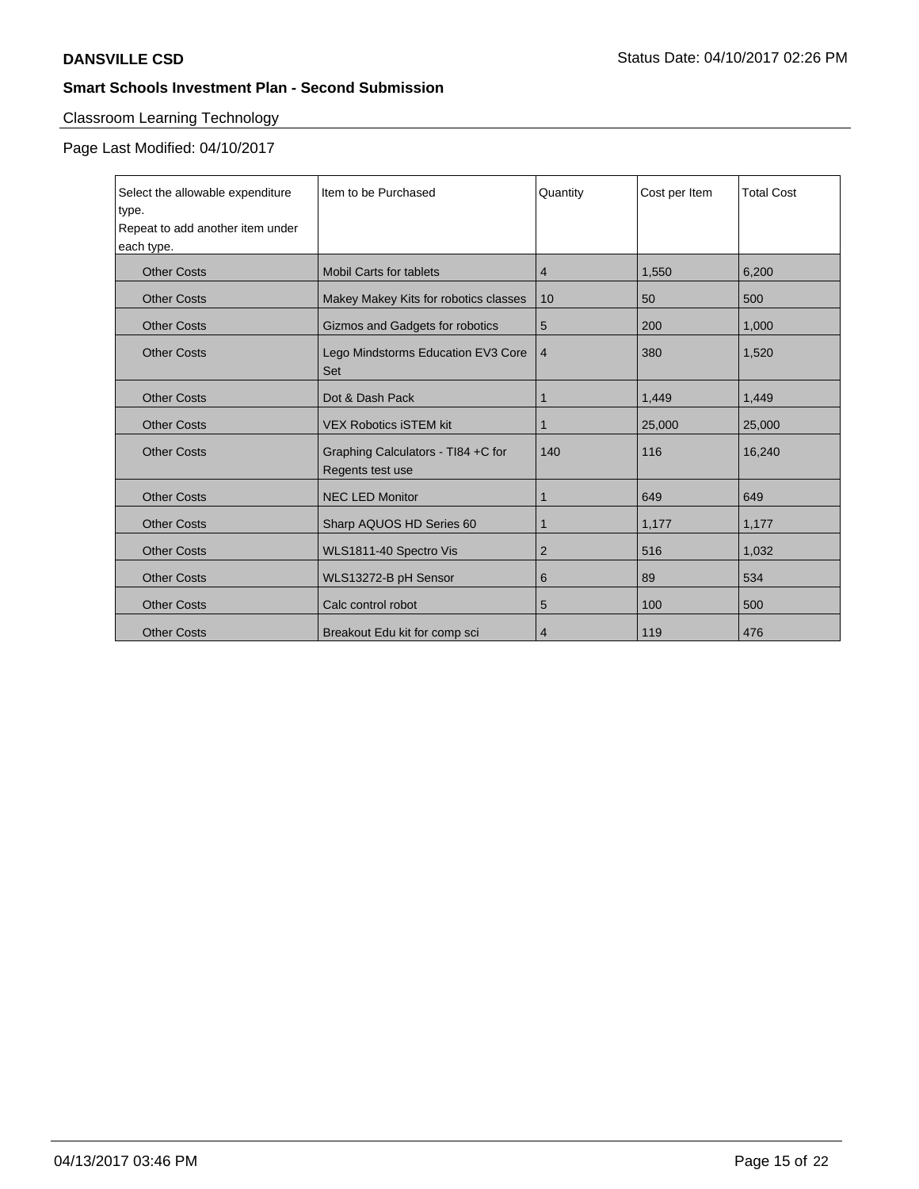**DANSVILLE CSD**

Status Date: 04/10/2017 02:26 PM

**Smart Schools Investment Plan - Second Submission**

## Classroom Learning Technology

Page Last Modified: 04/10/2017

| Select the allowable expenditure type. Repeat to add another item under each type. | Item to be Purchased | Quantity | Cost per Item | Total Cost |
|---|---|---|---|---|
| Other Costs | Mobil Carts for tablets | 4 | 1,550 | 6,200 |
| Other Costs | Makey Makey Kits for robotics classes | 10 | 50 | 500 |
| Other Costs | Gizmos and Gadgets for robotics | 5 | 200 | 1,000 |
| Other Costs | Lego Mindstorms Education EV3 Core Set | 4 | 380 | 1,520 |
| Other Costs | Dot & Dash Pack | 1 | 1,449 | 1,449 |
| Other Costs | VEX Robotics iSTEM kit | 1 | 25,000 | 25,000 |
| Other Costs | Graphing Calculators - TI84 +C for Regents test use | 140 | 116 | 16,240 |
| Other Costs | NEC LED Monitor | 1 | 649 | 649 |
| Other Costs | Sharp AQUOS HD Series 60 | 1 | 1,177 | 1,177 |
| Other Costs | WLS1811-40 Spectro Vis | 2 | 516 | 1,032 |
| Other Costs | WLS13272-B pH Sensor | 6 | 89 | 534 |
| Other Costs | Calc control robot | 5 | 100 | 500 |
| Other Costs | Breakout Edu kit for comp sci | 4 | 119 | 476 |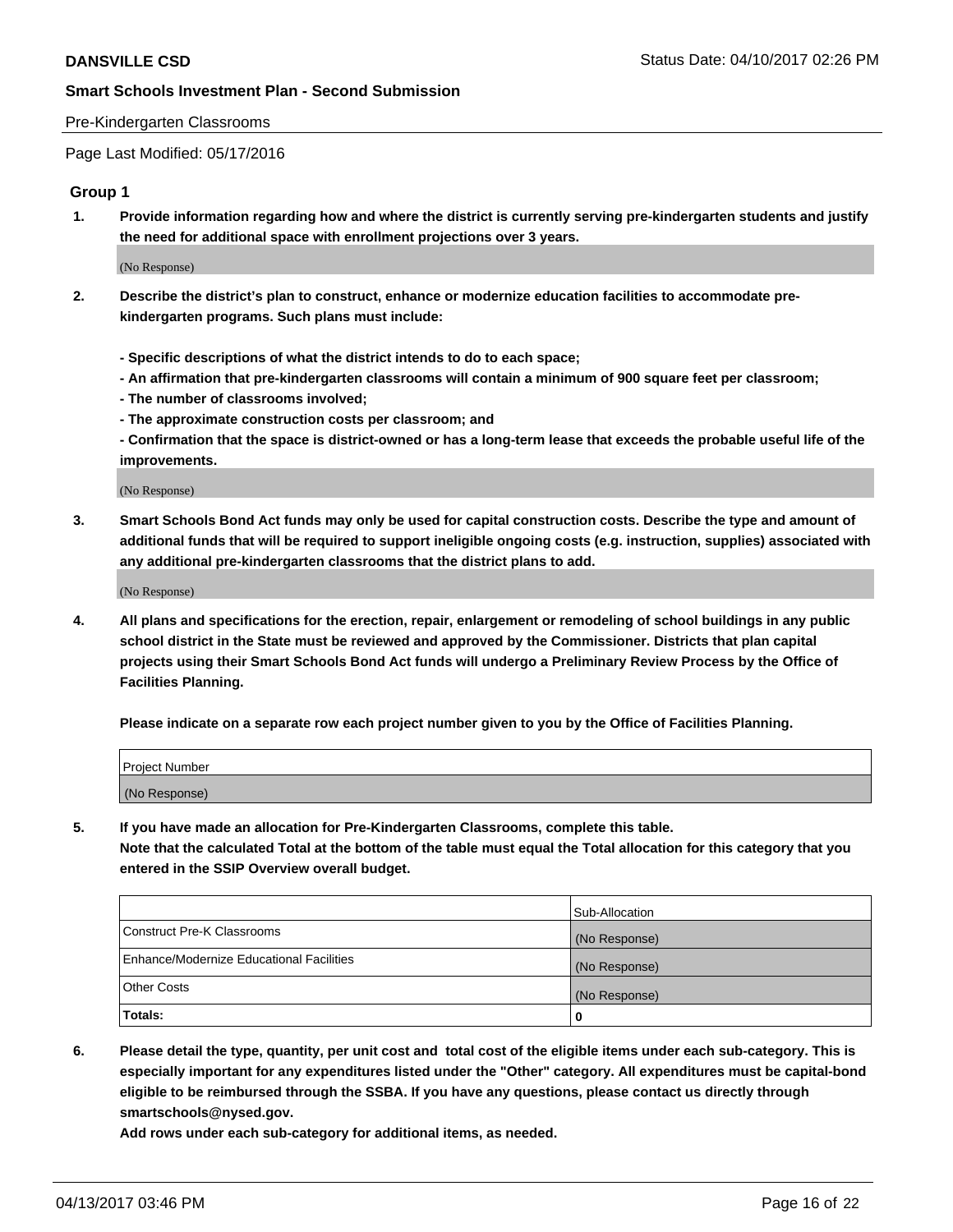Pre-Kindergarten Classrooms

Page Last Modified: 05/17/2016

## Group 1

**1. Provide information regarding how and where the district is currently serving pre-kindergarten students and justify the need for additional space with enrollment projections over 3 years.**

(No Response)

**2. Describe the district's plan to construct, enhance or modernize education facilities to accommodate pre-kindergarten programs. Such plans must include:**

**- Specific descriptions of what the district intends to do to each space;**
**- An affirmation that pre-kindergarten classrooms will contain a minimum of 900 square feet per classroom;**
**- The number of classrooms involved;**
**- The approximate construction costs per classroom; and**
**- Confirmation that the space is district-owned or has a long-term lease that exceeds the probable useful life of the improvements.**

(No Response)

**3. Smart Schools Bond Act funds may only be used for capital construction costs. Describe the type and amount of additional funds that will be required to support ineligible ongoing costs (e.g. instruction, supplies) associated with any additional pre-kindergarten classrooms that the district plans to add.**

(No Response)

**4. All plans and specifications for the erection, repair, enlargement or remodeling of school buildings in any public school district in the State must be reviewed and approved by the Commissioner. Districts that plan capital projects using their Smart Schools Bond Act funds will undergo a Preliminary Review Process by the Office of Facilities Planning.**

**Please indicate on a separate row each project number given to you by the Office of Facilities Planning.**

| Project Number |
|---|
| (No Response) |

**5. If you have made an allocation for Pre-Kindergarten Classrooms, complete this table.**
**Note that the calculated Total at the bottom of the table must equal the Total allocation for this category that you entered in the SSIP Overview overall budget.**

| | Sub-Allocation |
|---|---|
| Construct Pre-K Classrooms | (No Response) |
| Enhance/Modernize Educational Facilities | (No Response) |
| Other Costs | (No Response) |
| **Totals:** | **0** |

**6. Please detail the type, quantity, per unit cost and total cost of the eligible items under each sub-category. This is especially important for any expenditures listed under the "Other" category. All expenditures must be capital-bond eligible to be reimbursed through the SSBA. If you have any questions, please contact us directly through smartschools@nysed.gov.**
**Add rows under each sub-category for additional items, as needed.**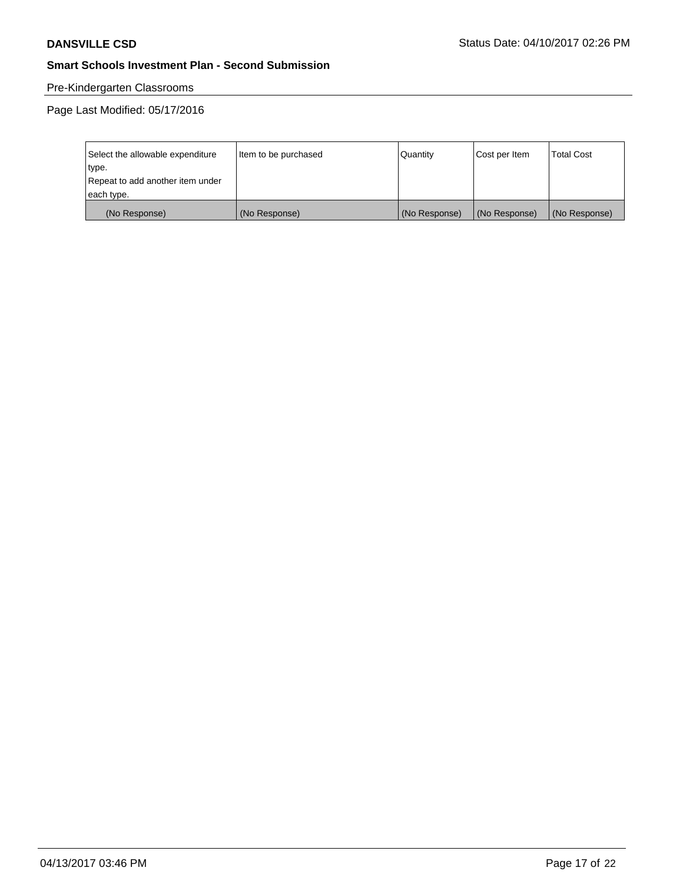Pre-Kindergarten Classrooms

Page Last Modified: 05/17/2016

| Select the allowable expenditure type. Repeat to add another item under each type. | Item to be purchased | Quantity | Cost per Item | Total Cost |
|---|---|---|---|---|
| (No Response) | (No Response) | (No Response) | (No Response) | (No Response) |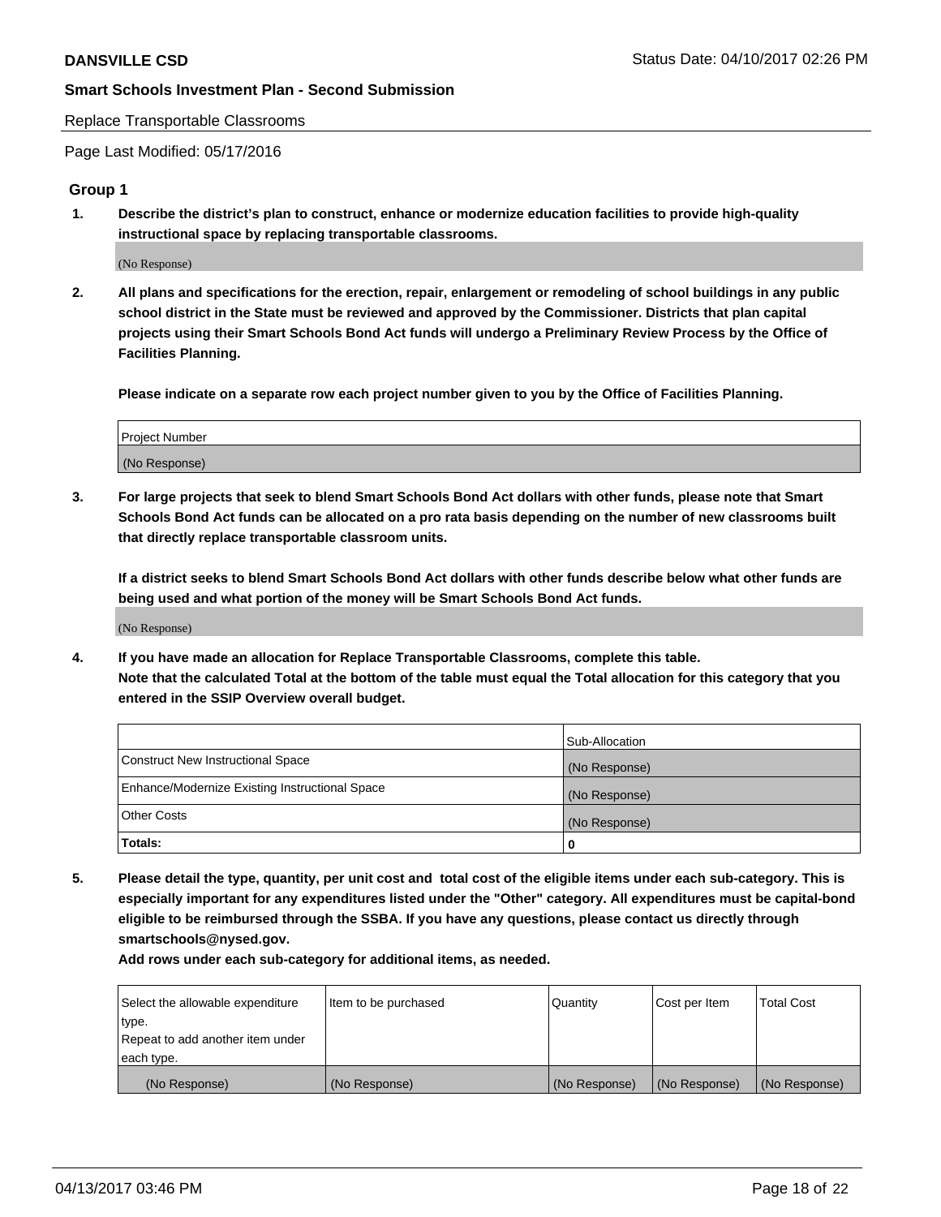Replace Transportable Classrooms

Page Last Modified: 05/17/2016

## Group 1

**1. Describe the district's plan to construct, enhance or modernize education facilities to provide high-quality instructional space by replacing transportable classrooms.**

(No Response)

**2. All plans and specifications for the erection, repair, enlargement or remodeling of school buildings in any public school district in the State must be reviewed and approved by the Commissioner. Districts that plan capital projects using their Smart Schools Bond Act funds will undergo a Preliminary Review Process by the Office of Facilities Planning.**

**Please indicate on a separate row each project number given to you by the Office of Facilities Planning.**

| Project Number |
| --- |
| (No Response) |

**3. For large projects that seek to blend Smart Schools Bond Act dollars with other funds, please note that Smart Schools Bond Act funds can be allocated on a pro rata basis depending on the number of new classrooms built that directly replace transportable classroom units.**

**If a district seeks to blend Smart Schools Bond Act dollars with other funds describe below what other funds are being used and what portion of the money will be Smart Schools Bond Act funds.**

(No Response)

**4. If you have made an allocation for Replace Transportable Classrooms, complete this table. Note that the calculated Total at the bottom of the table must equal the Total allocation for this category that you entered in the SSIP Overview overall budget.**

| | Sub-Allocation |
| --- | --- |
| Construct New Instructional Space | (No Response) |
| Enhance/Modernize Existing Instructional Space | (No Response) |
| Other Costs | (No Response) |
| **Totals:** | **0** |

**5. Please detail the type, quantity, per unit cost and total cost of the eligible items under each sub-category. This is especially important for any expenditures listed under the "Other" category. All expenditures must be capital-bond eligible to be reimbursed through the SSBA. If you have any questions, please contact us directly through smartschools@nysed.gov.**

**Add rows under each sub-category for additional items, as needed.**

| Select the allowable expenditure type. Repeat to add another item under each type. | Item to be purchased | Quantity | Cost per Item | Total Cost |
| --- | --- | --- | --- | --- |
| (No Response) | (No Response) | (No Response) | (No Response) | (No Response) |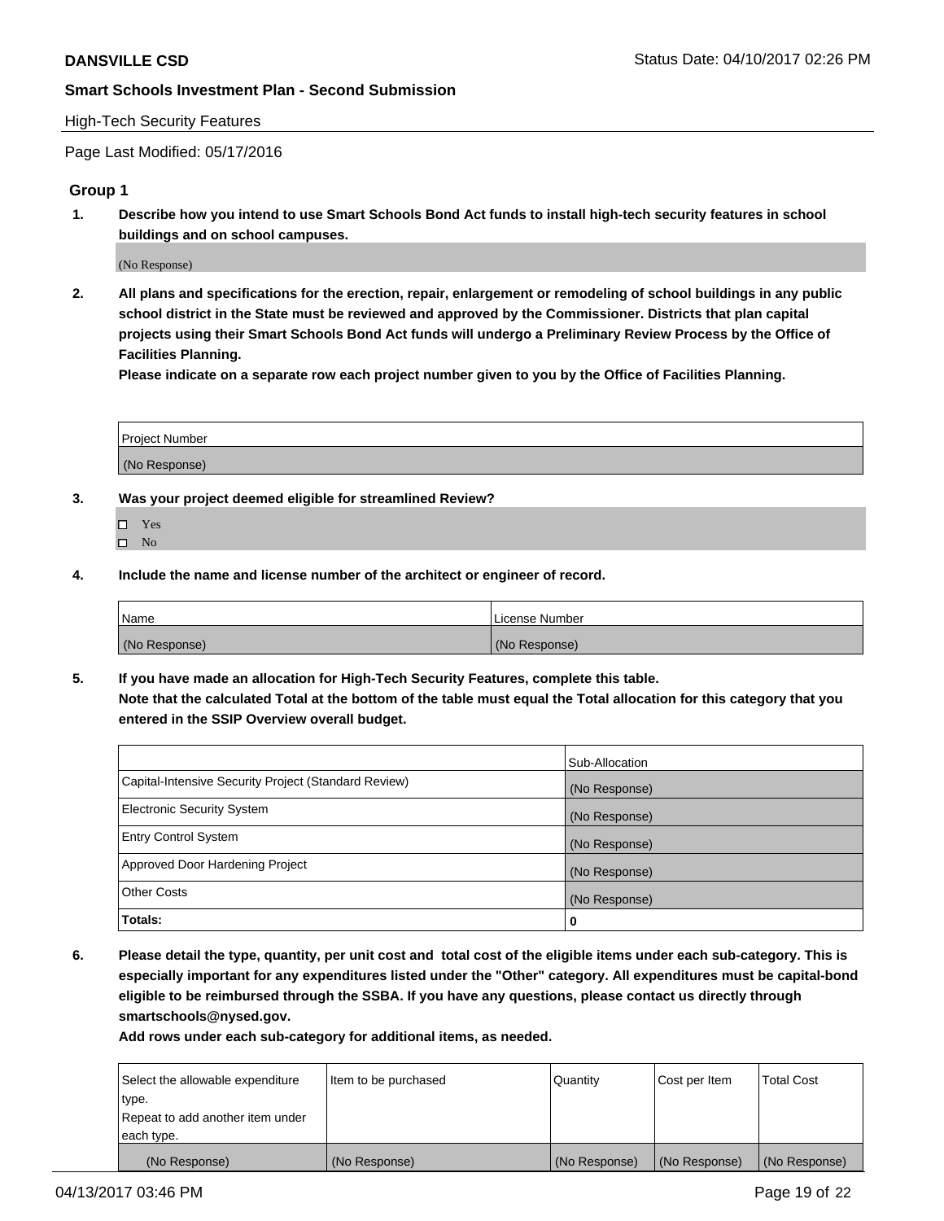**DANSVILLE CSD** Status Date: 04/10/2017 02:26 PM

**Smart Schools Investment Plan - Second Submission**

High-Tech Security Features

Page Last Modified: 05/17/2016

### Group 1

1. **Describe how you intend to use Smart Schools Bond Act funds to install high-tech security features in school buildings and on school campuses.**

   (No Response)

2. **All plans and specifications for the erection, repair, enlargement or remodeling of school buildings in any public school district in the State must be reviewed and approved by the Commissioner. Districts that plan capital projects using their Smart Schools Bond Act funds will undergo a Preliminary Review Process by the Office of Facilities Planning.**

   **Please indicate on a separate row each project number given to you by the Office of Facilities Planning.**

| Project Number |
| --- |
| (No Response) |

3. **Was your project deemed eligible for streamlined Review?**

   - ☐ Yes
   - ☐ No

4. **Include the name and license number of the architect or engineer of record.**

| Name | License Number |
| --- | --- |
| (No Response) | (No Response) |

5. **If you have made an allocation for High-Tech Security Features, complete this table.**

   **Note that the calculated Total at the bottom of the table must equal the Total allocation for this category that you entered in the SSIP Overview overall budget.**

| | Sub-Allocation |
| --- | --- |
| Capital-Intensive Security Project (Standard Review) | (No Response) |
| Electronic Security System | (No Response) |
| Entry Control System | (No Response) |
| Approved Door Hardening Project | (No Response) |
| Other Costs | (No Response) |
| **Totals:** | **0** |

6. **Please detail the type, quantity, per unit cost and total cost of the eligible items under each sub-category. This is especially important for any expenditures listed under the "Other" category. All expenditures must be capital-bond eligible to be reimbursed through the SSBA. If you have any questions, please contact us directly through smartschools@nysed.gov.**

   **Add rows under each sub-category for additional items, as needed.**

| Select the allowable expenditure type. Repeat to add another item under each type. | Item to be purchased | Quantity | Cost per Item | Total Cost |
| --- | --- | --- | --- | --- |
| (No Response) | (No Response) | (No Response) | (No Response) | (No Response) |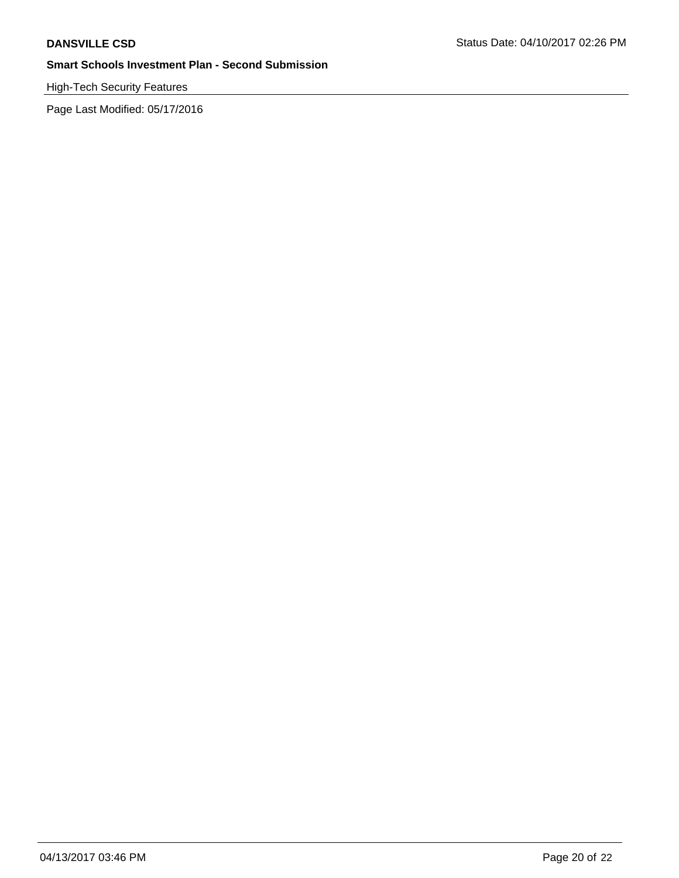**DANSVILLE CSD** Status Date: 04/10/2017 02:26 PM

**Smart Schools Investment Plan - Second Submission**

High-Tech Security Features

Page Last Modified: 05/17/2016